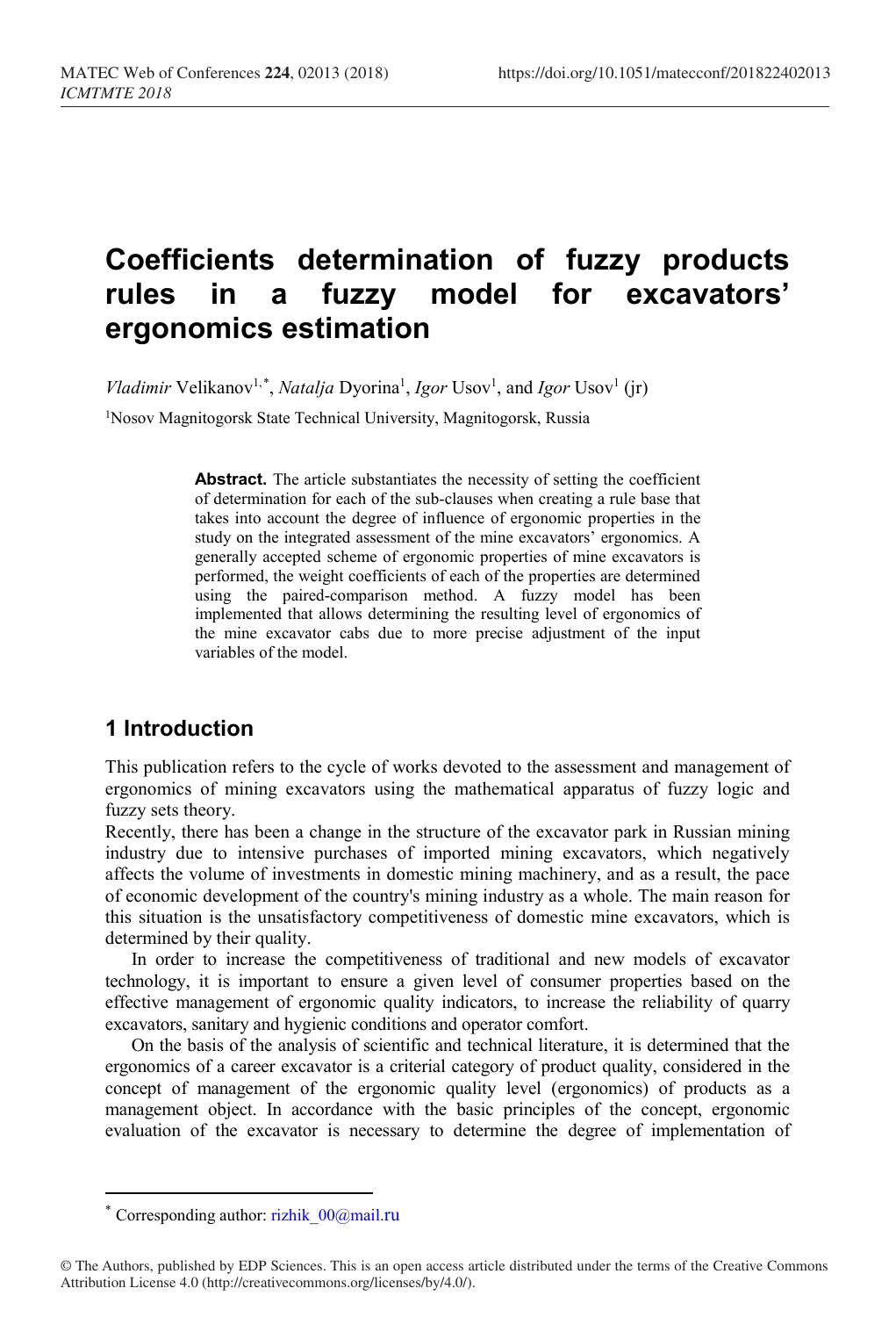# Coefficients determination of fuzzy products rules in a fuzzy model for excavators' ergonomics estimation

*Vladimir* Velikanov[1,*], *Natalja* Dyorina[1], *Igor* Usov[1], and *Igor* Usov[1] (jr)

[1]Nosov Magnitogorsk State Technical University, Magnitogorsk, Russia

**Abstract.** The article substantiates the necessity of setting the coefficient of determination for each of the sub-clauses when creating a rule base that takes into account the degree of influence of ergonomic properties in the study on the integrated assessment of the mine excavators' ergonomics. A generally accepted scheme of ergonomic properties of mine excavators is performed, the weight coefficients of each of the properties are determined using the paired-comparison method. A fuzzy model has been implemented that allows determining the resulting level of ergonomics of the mine excavator cabs due to more precise adjustment of the input variables of the model.

## 1 Introduction

This publication refers to the cycle of works devoted to the assessment and management of ergonomics of mining excavators using the mathematical apparatus of fuzzy logic and fuzzy sets theory.

Recently, there has been a change in the structure of the excavator park in Russian mining industry due to intensive purchases of imported mining excavators, which negatively affects the volume of investments in domestic mining machinery, and as a result, the pace of economic development of the country's mining industry as a whole. The main reason for this situation is the unsatisfactory competitiveness of domestic mine excavators, which is determined by their quality.

In order to increase the competitiveness of traditional and new models of excavator technology, it is important to ensure a given level of consumer properties based on the effective management of ergonomic quality indicators, to increase the reliability of quarry excavators, sanitary and hygienic conditions and operator comfort.

On the basis of the analysis of scientific and technical literature, it is determined that the ergonomics of a career excavator is a criterial category of product quality, considered in the concept of management of the ergonomic quality level (ergonomics) of products as a management object. In accordance with the basic principles of the concept, ergonomic evaluation of the excavator is necessary to determine the degree of implementation of

---

[*] Corresponding author: rizhik_00@mail.ru

© The Authors, published by EDP Sciences. This is an open access article distributed under the terms of the Creative Commons Attribution License 4.0 (http://creativecommons.org/licenses/by/4.0/).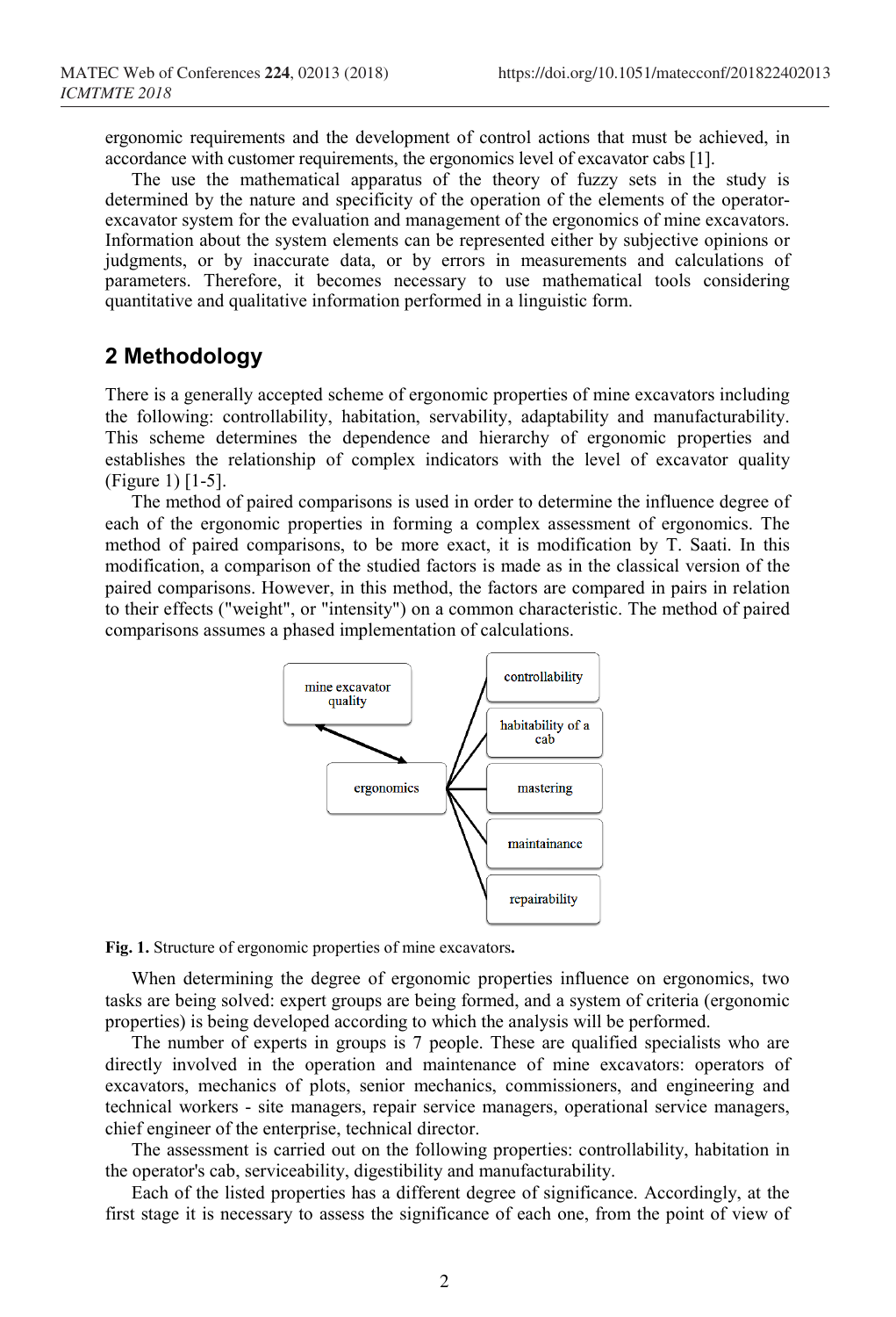ergonomic requirements and the development of control actions that must be achieved, in accordance with customer requirements, the ergonomics level of excavator cabs [1].

The use the mathematical apparatus of the theory of fuzzy sets in the study is determined by the nature and specificity of the operation of the elements of the operator-excavator system for the evaluation and management of the ergonomics of mine excavators. Information about the system elements can be represented either by subjective opinions or judgments, or by inaccurate data, or by errors in measurements and calculations of parameters. Therefore, it becomes necessary to use mathematical tools considering quantitative and qualitative information performed in a linguistic form.

## 2 Methodology

There is a generally accepted scheme of ergonomic properties of mine excavators including the following: controllability, habitation, servability, adaptability and manufacturability. This scheme determines the dependence and hierarchy of ergonomic properties and establishes the relationship of complex indicators with the level of excavator quality (Figure 1) [1-5].

The method of paired comparisons is used in order to determine the influence degree of each of the ergonomic properties in forming a complex assessment of ergonomics. The method of paired comparisons, to be more exact, it is modification by T. Saati. In this modification, a comparison of the studied factors is made as in the classical version of the paired comparisons. However, in this method, the factors are compared in pairs in relation to their effects ("weight", or "intensity") on a common characteristic. The method of paired comparisons assumes a phased implementation of calculations.

mine excavator quality

ergonomics

controllability

habitability of a cab

mastering

maintainance

repairability

**Fig. 1.** Structure of ergonomic properties of mine excavators.

When determining the degree of ergonomic properties influence on ergonomics, two tasks are being solved: expert groups are being formed, and a system of criteria (ergonomic properties) is being developed according to which the analysis will be performed.

The number of experts in groups is 7 people. These are qualified specialists who are directly involved in the operation and maintenance of mine excavators: operators of excavators, mechanics of plots, senior mechanics, commissioners, and engineering and technical workers - site managers, repair service managers, operational service managers, chief engineer of the enterprise, technical director.

The assessment is carried out on the following properties: controllability, habitation in the operator's cab, serviceability, digestibility and manufacturability.

Each of the listed properties has a different degree of significance. Accordingly, at the first stage it is necessary to assess the significance of each one, from the point of view of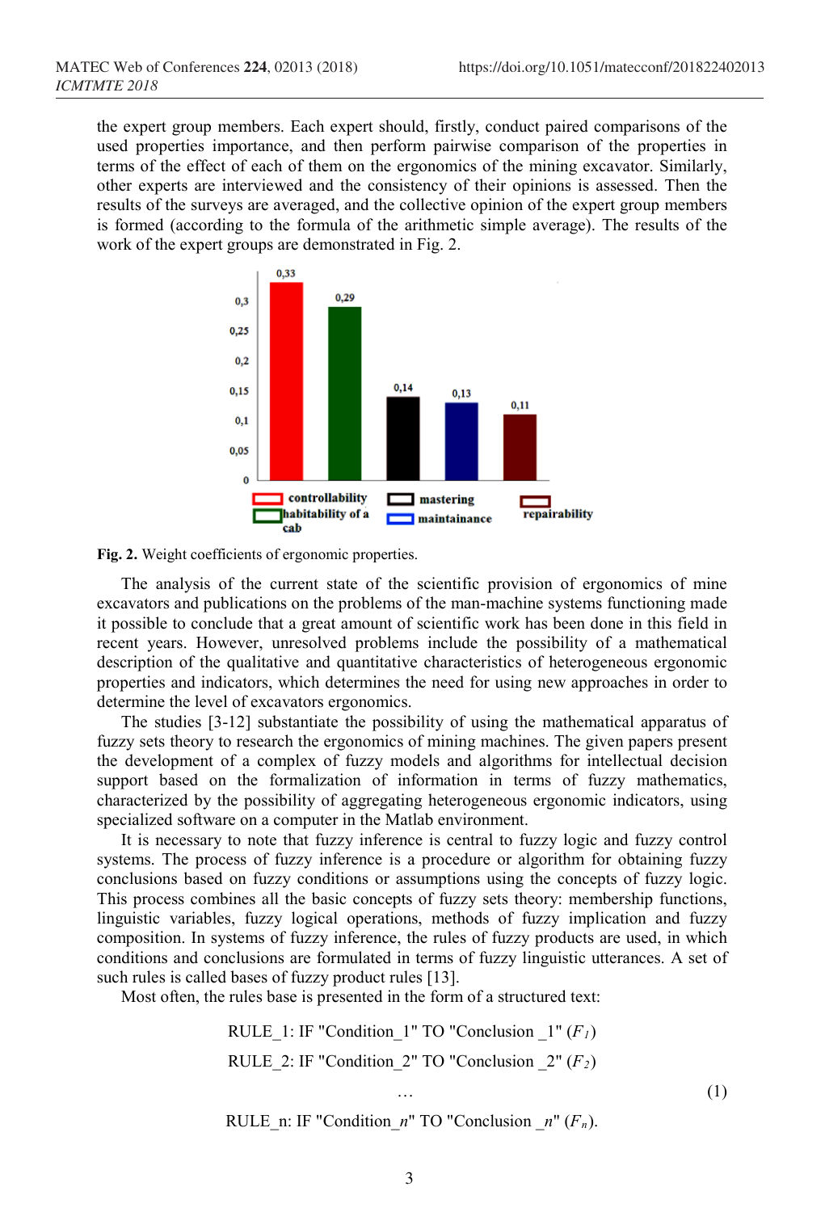the expert group members. Each expert should, firstly, conduct paired comparisons of the used properties importance, and then perform pairwise comparison of the properties in terms of the effect of each of them on the ergonomics of the mining excavator. Similarly, other experts are interviewed and the consistency of their opinions is assessed. Then the results of the surveys are averaged, and the collective opinion of the expert group members is formed (according to the formula of the arithmetic simple average). The results of the work of the expert groups are demonstrated in Fig. 2.

**Fig. 2.** Weight coefficients of ergonomic properties.

The analysis of the current state of the scientific provision of ergonomics of mine excavators and publications on the problems of the man-machine systems functioning made it possible to conclude that a great amount of scientific work has been done in this field in recent years. However, unresolved problems include the possibility of a mathematical description of the qualitative and quantitative characteristics of heterogeneous ergonomic properties and indicators, which determines the need for using new approaches in order to determine the level of excavators ergonomics.

The studies [3-12] substantiate the possibility of using the mathematical apparatus of fuzzy sets theory to research the ergonomics of mining machines. The given papers present the development of a complex of fuzzy models and algorithms for intellectual decision support based on the formalization of information in terms of fuzzy mathematics, characterized by the possibility of aggregating heterogeneous ergonomic indicators, using specialized software on a computer in the Matlab environment.

It is necessary to note that fuzzy inference is central to fuzzy logic and fuzzy control systems. The process of fuzzy inference is a procedure or algorithm for obtaining fuzzy conclusions based on fuzzy conditions or assumptions using the concepts of fuzzy logic. This process combines all the basic concepts of fuzzy sets theory: membership functions, linguistic variables, fuzzy logical operations, methods of fuzzy implication and fuzzy composition. In systems of fuzzy inference, the rules of fuzzy products are used, in which conditions and conclusions are formulated in terms of fuzzy linguistic utterances. A set of such rules is called bases of fuzzy product rules [13].

Most often, the rules base is presented in the form of a structured text:

RULE_1: IF "Condition_1" TO "Conclusion _1" ($F_1$)

RULE_2: IF "Condition_2" TO "Conclusion _2" ($F_2$)

… (1)

RULE_n: IF "Condition_$n$" TO "Conclusion _$n$" ($F_n$).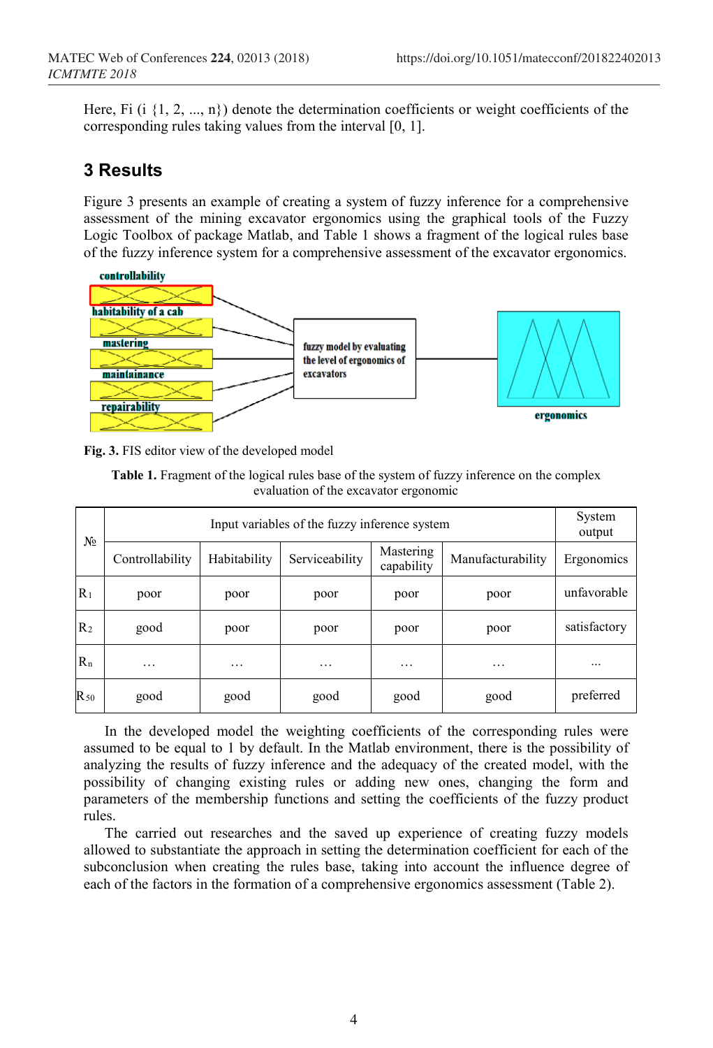Here, Fi (i {1, 2, ..., n}) denote the determination coefficients or weight coefficients of the corresponding rules taking values from the interval [0, 1].

## 3 Results

Figure 3 presents an example of creating a system of fuzzy inference for a comprehensive assessment of the mining excavator ergonomics using the graphical tools of the Fuzzy Logic Toolbox of package Matlab, and Table 1 shows a fragment of the logical rules base of the fuzzy inference system for a comprehensive assessment of the excavator ergonomics.

**Fig. 3.** FIS editor view of the developed model

**Table 1.** Fragment of the logical rules base of the system of fuzzy inference on the complex evaluation of the excavator ergonomic

| № | Input variables of the fuzzy inference system | | | | | System output |
|---|---|---|---|---|---|---|
| | Controllability | Habitability | Serviceability | Mastering capability | Manufacturability | Ergonomics |
| $R_1$ | poor | poor | poor | poor | poor | unfavorable |
| $R_2$ | good | poor | poor | poor | poor | satisfactory |
| $R_n$ | … | … | … | … | … | ... |
| $R_{50}$ | good | good | good | good | good | preferred |

In the developed model the weighting coefficients of the corresponding rules were assumed to be equal to 1 by default. In the Matlab environment, there is the possibility of analyzing the results of fuzzy inference and the adequacy of the created model, with the possibility of changing existing rules or adding new ones, changing the form and parameters of the membership functions and setting the coefficients of the fuzzy product rules.

The carried out researches and the saved up experience of creating fuzzy models allowed to substantiate the approach in setting the determination coefficient for each of the subconclusion when creating the rules base, taking into account the influence degree of each of the factors in the formation of a comprehensive ergonomics assessment (Table 2).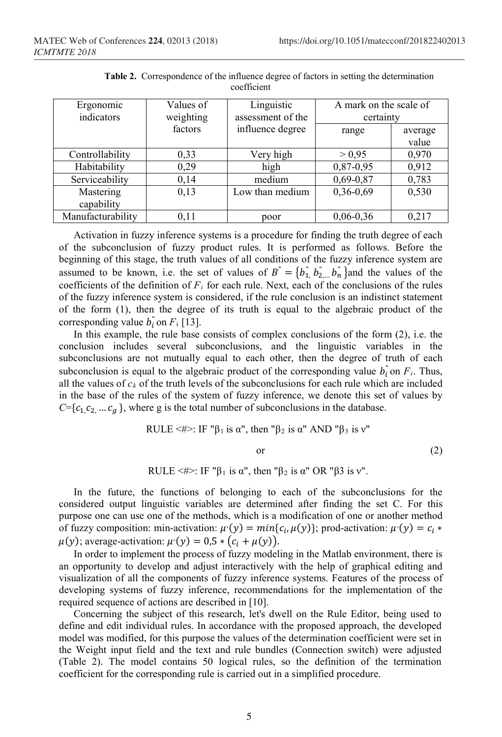**Table 2.** Correspondence of the influence degree of factors in setting the determination coefficient

| Ergonomic indicators | Values of weighting factors | Linguistic assessment of the influence degree | A mark on the scale of certainty | |
|---|---|---|---|---|
| | | | range | average value |
| Controllability | 0,33 | Very high | > 0,95 | 0,970 |
| Habitability | 0,29 | high | 0,87-0,95 | 0,912 |
| Serviceability | 0,14 | medium | 0,69-0,87 | 0,783 |
| Mastering capability | 0,13 | Low than medium | 0,36-0,69 | 0,530 |
| Manufacturability | 0,11 | poor | 0,06-0,36 | 0,217 |

Activation in fuzzy inference systems is a procedure for finding the truth degree of each of the subconclusion of fuzzy product rules. It is performed as follows. Before the beginning of this stage, the truth values of all conditions of the fuzzy inference system are assumed to be known, i.e. the set of values of $B^{"} = \{b_1^{"}, b_2^{"}, \dots b_n^{"}\}$ and the values of the coefficients of the definition of $F_i$ for each rule. Next, each of the conclusions of the rules of the fuzzy inference system is considered, if the rule conclusion is an indistinct statement of the form (1), then the degree of its truth is equal to the algebraic product of the corresponding value $b_i^{"}$ on $F_i$ [13].

In this example, the rule base consists of complex conclusions of the form (2), i.e. the conclusion includes several subconclusions, and the linguistic variables in the subconclusions are not mutually equal to each other, then the degree of truth of each subconclusion is equal to the algebraic product of the corresponding value $b_i^{"}$ on $F_i$. Thus, all the values of $c_k$ of the truth levels of the subconclusions for each rule which are included in the base of the rules of the system of fuzzy inference, we denote this set of values by $C = \{c_1, c_2, \dots c_g\}$, where g is the total number of subconclusions in the database.

RULE <#>: IF "$\beta_1$ is α", then "$\beta_2$ is α" AND "$\beta_3$ is ν"

or (2)

RULE <#>: IF "$\beta_1$ is α", then "$\beta_2$ is α" OR "β3 is ν".

In the future, the functions of belonging to each of the subconclusions for the considered output linguistic variables are determined after finding the set C. For this purpose one can use one of the methods, which is a modification of one or another method of fuzzy composition: min-activation: $\mu'(y) = min\{c_i, \mu(y)\}$; prod-activation: $\mu'(y) = c_i * \mu(y)$; average-activation: $\mu'(y) = 0{,}5 * (c_i + \mu(y))$.

In order to implement the process of fuzzy modeling in the Matlab environment, there is an opportunity to develop and adjust interactively with the help of graphical editing and visualization of all the components of fuzzy inference systems. Features of the process of developing systems of fuzzy inference, recommendations for the implementation of the required sequence of actions are described in [10].

Concerning the subject of this research, let's dwell on the Rule Editor, being used to define and edit individual rules. In accordance with the proposed approach, the developed model was modified, for this purpose the values of the determination coefficient were set in the Weight input field and the text and rule bundles (Connection switch) were adjusted (Table 2). The model contains 50 logical rules, so the definition of the termination coefficient for the corresponding rule is carried out in a simplified procedure.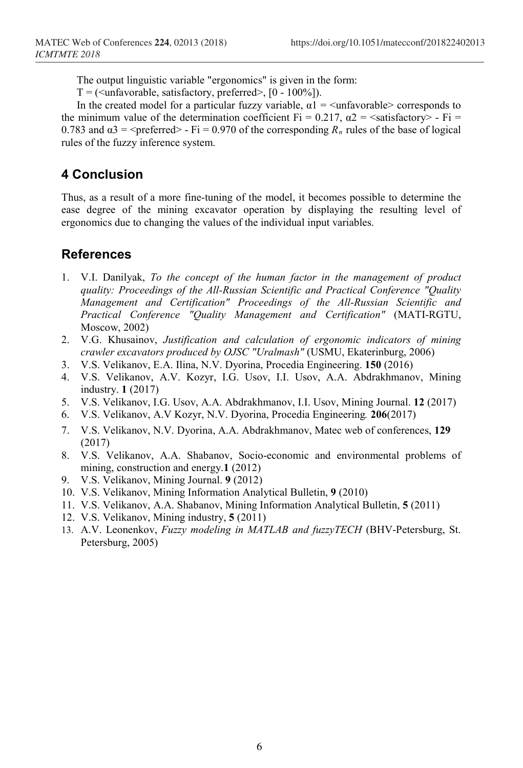The output linguistic variable "ergonomics" is given in the form:

T = (<unfavorable, satisfactory, preferred>, [0 - 100%]).

In the created model for a particular fuzzy variable, $\alpha 1$ = <unfavorable> corresponds to the minimum value of the determination coefficient Fi = 0.217, $\alpha 2$ = <satisfactory> - Fi = 0.783 and $\alpha 3$ = <preferred> - Fi = 0.970 of the corresponding $R_n$ rules of the base of logical rules of the fuzzy inference system.

## 4 Conclusion

Thus, as a result of a more fine-tuning of the model, it becomes possible to determine the ease degree of the mining excavator operation by displaying the resulting level of ergonomics due to changing the values of the individual input variables.

## References

1. V.I. Danilyak, *To the concept of the human factor in the management of product quality: Proceedings of the All-Russian Scientific and Practical Conference "Quality Management and Certification" Proceedings of the All-Russian Scientific and Practical Conference "Quality Management and Certification"* (MATI-RGTU, Moscow, 2002)
2. V.G. Khusainov, *Justification and calculation of ergonomic indicators of mining crawler excavators produced by OJSC "Uralmash"* (USMU, Ekaterinburg, 2006)
3. V.S. Velikanov, E.A. Ilina, N.V. Dyorina, Procedia Engineering. **150** (2016)
4. V.S. Velikanov, A.V. Kozyr, I.G. Usov, I.I. Usov, A.A. Abdrakhmanov, Mining industry. **1** (2017)
5. V.S. Velikanov, I.G. Usov, A.A. Abdrakhmanov, I.I. Usov, Mining Journal. **12** (2017)
6. V.S. Velikanov, A.V Kozyr, N.V. Dyorina, Procedia Engineering. **206**(2017)
7. V.S. Velikanov, N.V. Dyorina, A.A. Abdrakhmanov, Matec web of conferences, **129** (2017)
8. V.S. Velikanov, A.A. Shabanov, Socio-economic and environmental problems of mining, construction and energy.**1** (2012)
9. V.S. Velikanov, Mining Journal. **9** (2012)
10. V.S. Velikanov, Mining Information Analytical Bulletin, **9** (2010)
11. V.S. Velikanov, A.A. Shabanov, Mining Information Analytical Bulletin, **5** (2011)
12. V.S. Velikanov, Mining industry, **5** (2011)
13. A.V. Leonenkov, *Fuzzy modeling in MATLAB and fuzzyTECH* (BHV-Petersburg, St. Petersburg, 2005)